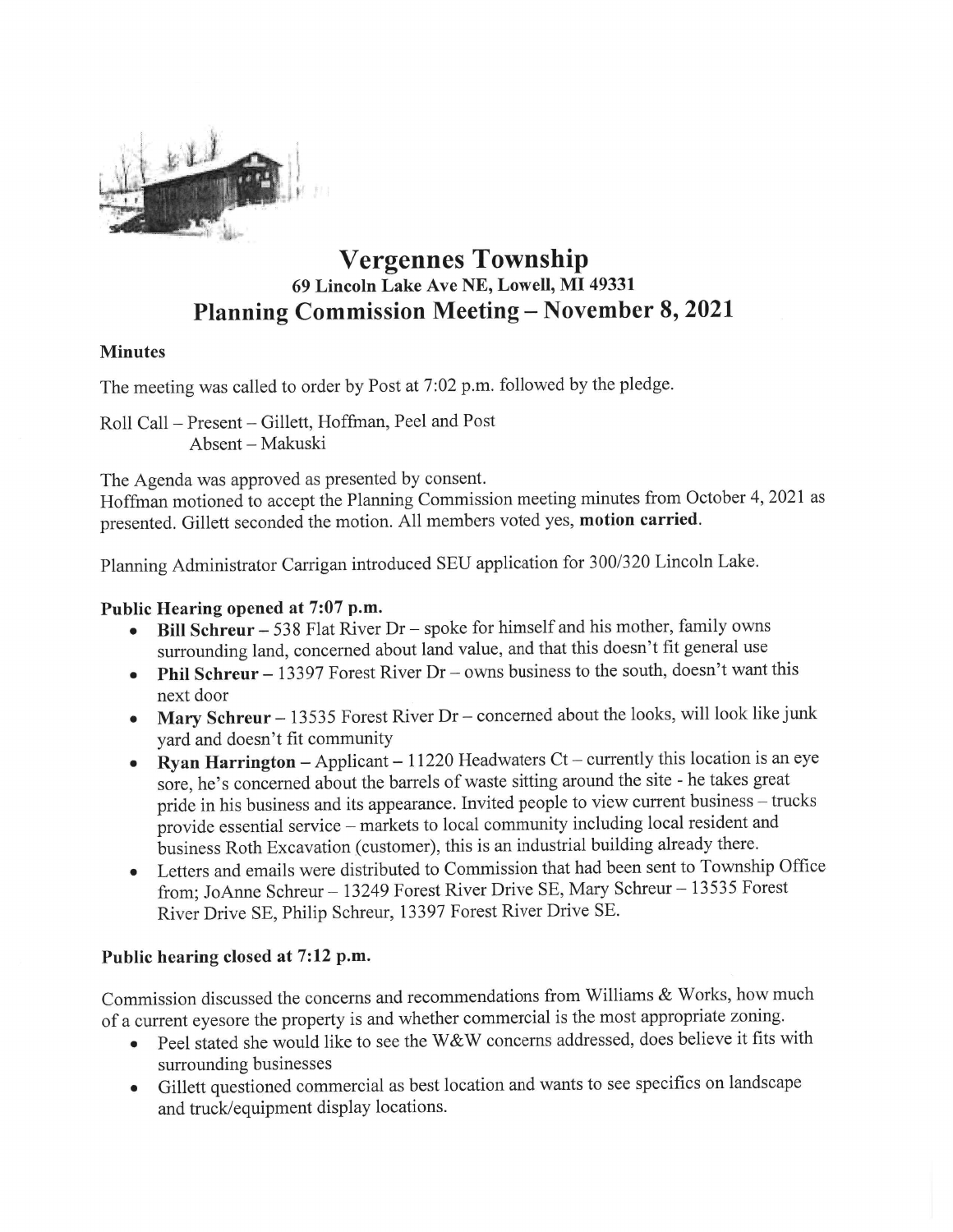# Vergennes Township

## 69 Lincoln Lake Ave NE, Lowell, MI 49331

## Planning Commission Meeting – November 8, 2021

### Minutes

The meeting was called to order by Post at 7:02 p.m. followed by the pledge.

Roll Call – Present – Gillett, Hoffman, Peel and Post
Absent – Makuski

The Agenda was approved as presented by consent.
Hoffman motioned to accept the Planning Commission meeting minutes from October 4, 2021 as presented. Gillett seconded the motion. All members voted yes, **motion carried**.

Planning Administrator Carrigan introduced SEU application for 300/320 Lincoln Lake.

### Public Hearing opened at 7:07 p.m.

- **Bill Schreur** – 538 Flat River Dr – spoke for himself and his mother, family owns surrounding land, concerned about land value, and that this doesn't fit general use
- **Phil Schreur** – 13397 Forest River Dr – owns business to the south, doesn't want this next door
- **Mary Schreur** – 13535 Forest River Dr – concerned about the looks, will look like junk yard and doesn't fit community
- **Ryan Harrington** – Applicant – 11220 Headwaters Ct – currently this location is an eye sore, he's concerned about the barrels of waste sitting around the site - he takes great pride in his business and its appearance. Invited people to view current business – trucks provide essential service – markets to local community including local resident and business Roth Excavation (customer), this is an industrial building already there.
- Letters and emails were distributed to Commission that had been sent to Township Office from; JoAnne Schreur – 13249 Forest River Drive SE, Mary Schreur – 13535 Forest River Drive SE, Philip Schreur, 13397 Forest River Drive SE.

### Public hearing closed at 7:12 p.m.

Commission discussed the concerns and recommendations from Williams & Works, how much of a current eyesore the property is and whether commercial is the most appropriate zoning.

- Peel stated she would like to see the W&W concerns addressed, does believe it fits with surrounding businesses
- Gillett questioned commercial as best location and wants to see specifics on landscape and truck/equipment display locations.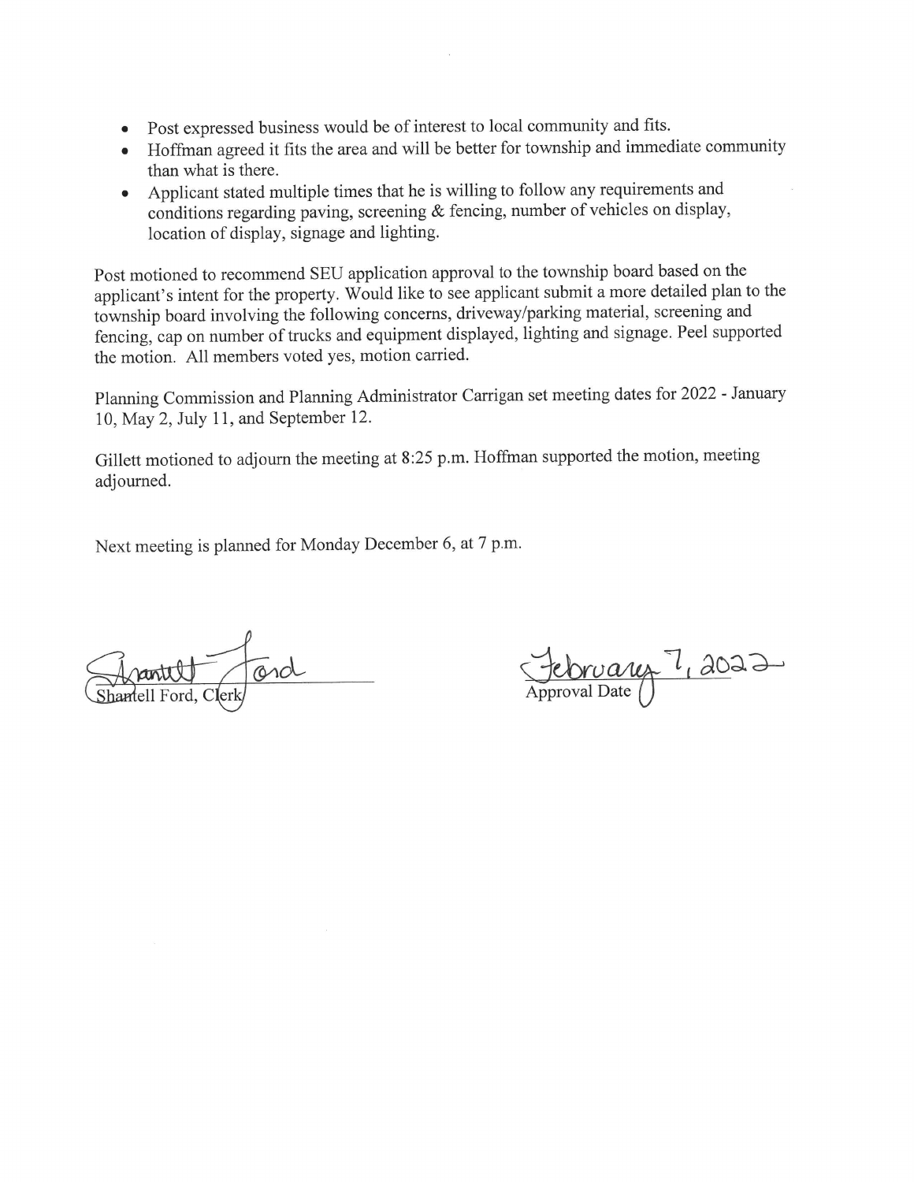- Post expressed business would be of interest to local community and fits.
- Hoffman agreed it fits the area and will be better for township and immediate community than what is there.
- Applicant stated multiple times that he is willing to follow any requirements and conditions regarding paving, screening & fencing, number of vehicles on display, location of display, signage and lighting.

Post motioned to recommend SEU application approval to the township board based on the applicant's intent for the property. Would like to see applicant submit a more detailed plan to the township board involving the following concerns, driveway/parking material, screening and fencing, cap on number of trucks and equipment displayed, lighting and signage. Peel supported the motion. All members voted yes, motion carried.

Planning Commission and Planning Administrator Carrigan set meeting dates for 2022 - January 10, May 2, July 11, and September 12.

Gillett motioned to adjourn the meeting at 8:25 p.m. Hoffman supported the motion, meeting adjourned.

Next meeting is planned for Monday December 6, at 7 p.m.

Shantell Ford
Shantell Ford, Clerk

February 7, 2022
Approval Date